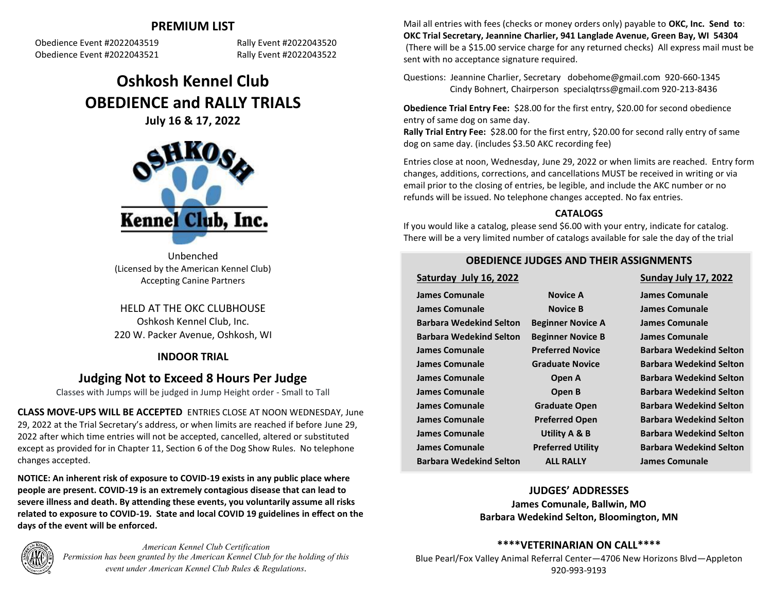## PREMIUM LIST

Obedience Event #2022043519 Rally Event #2022043520
Obedience Event #2022043521 Rally Event #2022043522

# Oshkosh Kennel Club
# OBEDIENCE and RALLY TRIALS

### July 16 & 17, 2022

Unbenched
(Licensed by the American Kennel Club)
Accepting Canine Partners

HELD AT THE OKC CLUBHOUSE
Oshkosh Kennel Club, Inc.
220 W. Packer Avenue, Oshkosh, WI

**INDOOR TRIAL**

## Judging Not to Exceed 8 Hours Per Judge

Classes with Jumps will be judged in Jump Height order - Small to Tall

**CLASS MOVE-UPS WILL BE ACCEPTED** ENTRIES CLOSE AT NOON WEDNESDAY, June 29, 2022 at the Trial Secretary's address, or when limits are reached if before June 29, 2022 after which time entries will not be accepted, cancelled, altered or substituted except as provided for in Chapter 11, Section 6 of the Dog Show Rules. No telephone changes accepted.

**NOTICE: An inherent risk of exposure to COVID-19 exists in any public place where people are present. COVID-19 is an extremely contagious disease that can lead to severe illness and death. By attending these events, you voluntarily assume all risks related to exposure to COVID-19. State and local COVID 19 guidelines in effect on the days of the event will be enforced.**

*American Kennel Club Certification*
*Permission has been granted by the American Kennel Club for the holding of this event under American Kennel Club Rules & Regulations.*

Mail all entries with fees (checks or money orders only) payable to **OKC, Inc. Send to**: **OKC Trial Secretary, Jeannine Charlier, 941 Langlade Avenue, Green Bay, WI 54304** (There will be a $15.00 service charge for any returned checks) All express mail must be sent with no acceptance signature required.

Questions: Jeannine Charlier, Secretary dobehome@gmail.com 920-660-1345
Cindy Bohnert, Chairperson specialqtrss@gmail.com 920-213-8436

**Obedience Trial Entry Fee:** $28.00 for the first entry, $20.00 for second obedience entry of same dog on same day.
**Rally Trial Entry Fee:** $28.00 for the first entry, $20.00 for second rally entry of same dog on same day. (includes $3.50 AKC recording fee)

Entries close at noon, Wednesday, June 29, 2022 or when limits are reached. Entry form changes, additions, corrections, and cancellations MUST be received in writing or via email prior to the closing of entries, be legible, and include the AKC number or no refunds will be issued. No telephone changes accepted. No fax entries.

### CATALOGS

If you would like a catalog, please send $6.00 with your entry, indicate for catalog. There will be a very limited number of catalogs available for sale the day of the trial

### OBEDIENCE JUDGES AND THEIR ASSIGNMENTS

| Saturday July 16, 2022 | | Sunday July 17, 2022 |
|---|---|---|
| James Comunale | Novice A | James Comunale |
| James Comunale | Novice B | James Comunale |
| Barbara Wedekind Selton | Beginner Novice A | James Comunale |
| Barbara Wedekind Selton | Beginner Novice B | James Comunale |
| James Comunale | Preferred Novice | Barbara Wedekind Selton |
| James Comunale | Graduate Novice | Barbara Wedekind Selton |
| James Comunale | Open A | Barbara Wedekind Selton |
| James Comunale | Open B | Barbara Wedekind Selton |
| James Comunale | Graduate Open | Barbara Wedekind Selton |
| James Comunale | Preferred Open | Barbara Wedekind Selton |
| James Comunale | Utility A & B | Barbara Wedekind Selton |
| James Comunale | Preferred Utility | Barbara Wedekind Selton |
| Barbara Wedekind Selton | ALL RALLY | James Comunale |

### JUDGES' ADDRESSES

**James Comunale, Ballwin, MO**
**Barbara Wedekind Selton, Bloomington, MN**

### \*\*\*\*VETERINARIAN ON CALL\*\*\*\*

Blue Pearl/Fox Valley Animal Referral Center—4706 New Horizons Blvd—Appleton
920-993-9193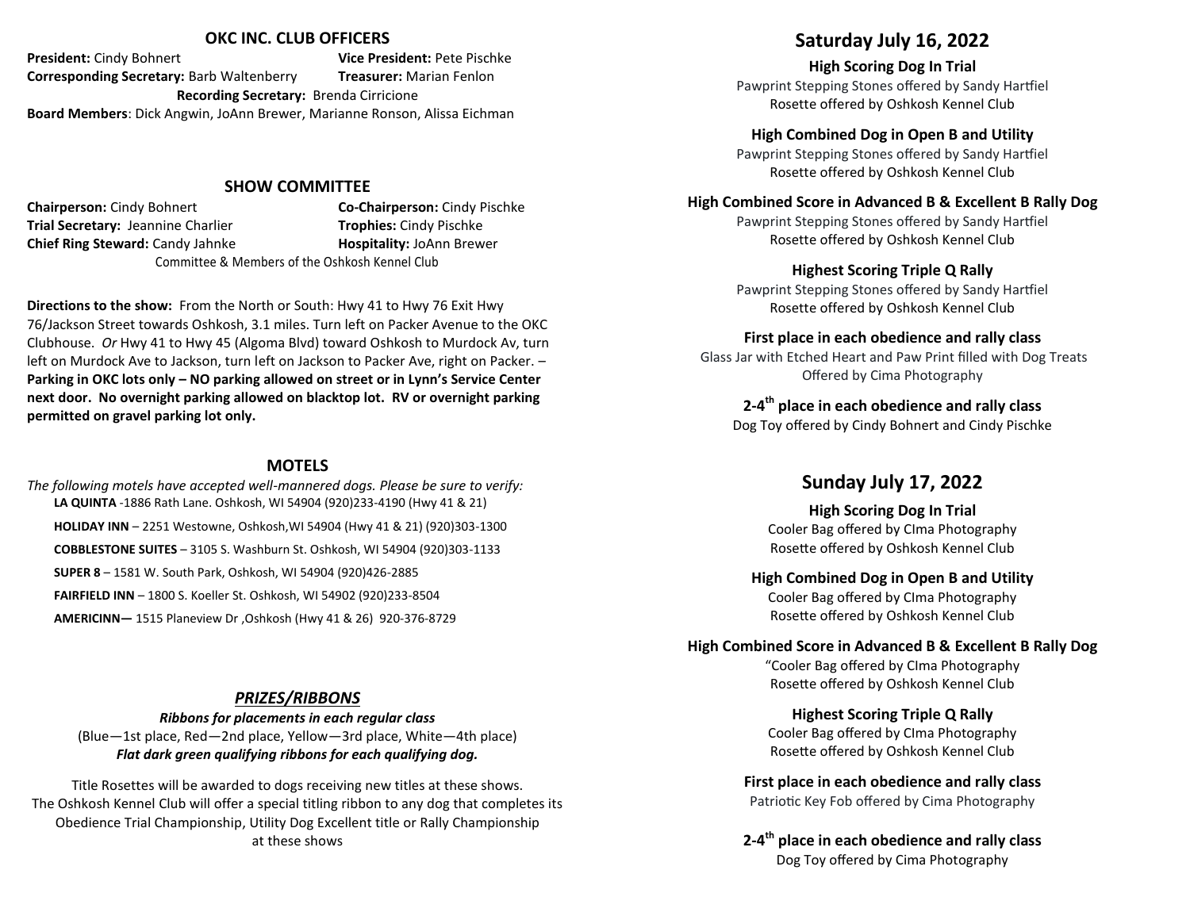## OKC INC. CLUB OFFICERS

**President:** Cindy Bohnert **Vice President:** Pete Pischke
**Corresponding Secretary:** Barb Waltenberry **Treasurer:** Marian Fenlon
**Recording Secretary:** Brenda Cirricione
**Board Members**: Dick Angwin, JoAnn Brewer, Marianne Ronson, Alissa Eichman

## SHOW COMMITTEE

**Chairperson:** Cindy Bohnert **Co-Chairperson:** Cindy Pischke
**Trial Secretary:** Jeannine Charlier **Trophies:** Cindy Pischke
**Chief Ring Steward:** Candy Jahnke **Hospitality:** JoAnn Brewer
Committee & Members of the Oshkosh Kennel Club

**Directions to the show:** From the North or South: Hwy 41 to Hwy 76 Exit Hwy 76/Jackson Street towards Oshkosh, 3.1 miles. Turn left on Packer Avenue to the OKC Clubhouse. *Or* Hwy 41 to Hwy 45 (Algoma Blvd) toward Oshkosh to Murdock Av, turn left on Murdock Ave to Jackson, turn left on Jackson to Packer Ave, right on Packer. – **Parking in OKC lots only – NO parking allowed on street or in Lynn's Service Center next door. No overnight parking allowed on blacktop lot. RV or overnight parking permitted on gravel parking lot only.**

## MOTELS

*The following motels have accepted well-mannered dogs. Please be sure to verify:*

**LA QUINTA** -1886 Rath Lane. Oshkosh, WI 54904 (920)233-4190 (Hwy 41 & 21)

**HOLIDAY INN** – 2251 Westowne, Oshkosh,WI 54904 (Hwy 41 & 21) (920)303-1300

**COBBLESTONE SUITES** – 3105 S. Washburn St. Oshkosh, WI 54904 (920)303-1133

**SUPER 8** – 1581 W. South Park, Oshkosh, WI 54904 (920)426-2885

**FAIRFIELD INN** – 1800 S. Koeller St. Oshkosh, WI 54902 (920)233-8504

**AMERICINN—** 1515 Planeview Dr ,Oshkosh (Hwy 41 & 26) 920-376-8729

## *PRIZES/RIBBONS*

***Ribbons for placements in each regular class***
(Blue—1st place, Red—2nd place, Yellow—3rd place, White—4th place)
***Flat dark green qualifying ribbons for each qualifying dog.***

Title Rosettes will be awarded to dogs receiving new titles at these shows. The Oshkosh Kennel Club will offer a special titling ribbon to any dog that completes its Obedience Trial Championship, Utility Dog Excellent title or Rally Championship at these shows

## Saturday July 16, 2022

**High Scoring Dog In Trial**
Pawprint Stepping Stones offered by Sandy Hartfiel
Rosette offered by Oshkosh Kennel Club

**High Combined Dog in Open B and Utility**
Pawprint Stepping Stones offered by Sandy Hartfiel
Rosette offered by Oshkosh Kennel Club

**High Combined Score in Advanced B & Excellent B Rally Dog**
Pawprint Stepping Stones offered by Sandy Hartfiel
Rosette offered by Oshkosh Kennel Club

**Highest Scoring Triple Q Rally**
Pawprint Stepping Stones offered by Sandy Hartfiel
Rosette offered by Oshkosh Kennel Club

**First place in each obedience and rally class**
Glass Jar with Etched Heart and Paw Print filled with Dog Treats
Offered by Cima Photography

**2-4th place in each obedience and rally class**
Dog Toy offered by Cindy Bohnert and Cindy Pischke

## Sunday July 17, 2022

**High Scoring Dog In Trial**
Cooler Bag offered by CIma Photography
Rosette offered by Oshkosh Kennel Club

**High Combined Dog in Open B and Utility**
Cooler Bag offered by CIma Photography
Rosette offered by Oshkosh Kennel Club

**High Combined Score in Advanced B & Excellent B Rally Dog**
"Cooler Bag offered by CIma Photography
Rosette offered by Oshkosh Kennel Club

**Highest Scoring Triple Q Rally**
Cooler Bag offered by CIma Photography
Rosette offered by Oshkosh Kennel Club

**First place in each obedience and rally class**
Patriotic Key Fob offered by Cima Photography

**2-4th place in each obedience and rally class**
Dog Toy offered by Cima Photography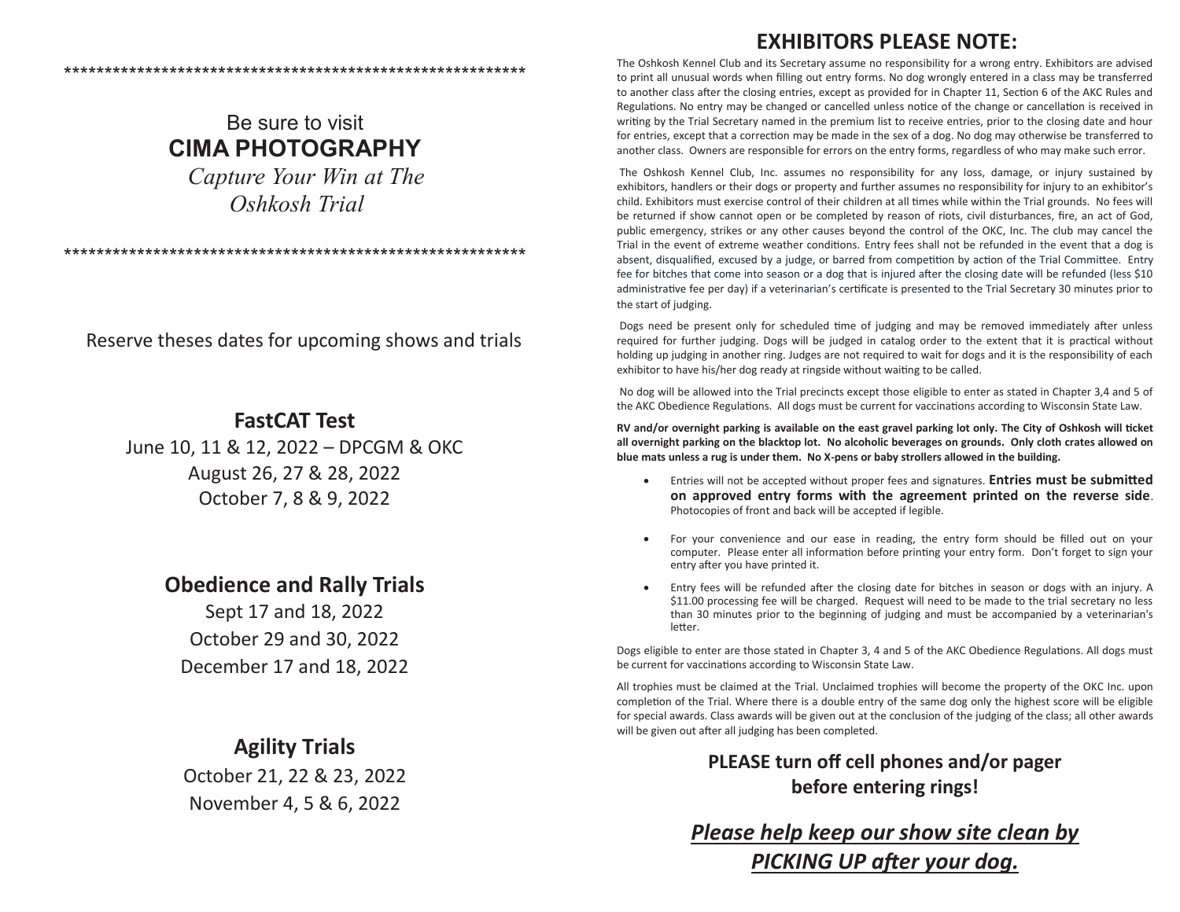**********************************************************

Be sure to visit
**CIMA PHOTOGRAPHY**
*Capture Your Win at The Oshkosh Trial*

**********************************************************

Reserve theses dates for upcoming shows and trials

## FastCAT Test

June 10, 11 & 12, 2022 – DPCGM & OKC
August 26, 27 & 28, 2022
October 7, 8 & 9, 2022

## Obedience and Rally Trials

Sept 17 and 18, 2022
October 29 and 30, 2022
December 17 and 18, 2022

## Agility Trials

October 21, 22 & 23, 2022
November 4, 5 & 6, 2022

# EXHIBITORS PLEASE NOTE:

The Oshkosh Kennel Club and its Secretary assume no responsibility for a wrong entry. Exhibitors are advised to print all unusual words when filling out entry forms. No dog wrongly entered in a class may be transferred to another class after the closing entries, except as provided for in Chapter 11, Section 6 of the AKC Rules and Regulations. No entry may be changed or cancelled unless notice of the change or cancellation is received in writing by the Trial Secretary named in the premium list to receive entries, prior to the closing date and hour for entries, except that a correction may be made in the sex of a dog. No dog may otherwise be transferred to another class. Owners are responsible for errors on the entry forms, regardless of who may make such error.

The Oshkosh Kennel Club, Inc. assumes no responsibility for any loss, damage, or injury sustained by exhibitors, handlers or their dogs or property and further assumes no responsibility for injury to an exhibitor's child. Exhibitors must exercise control of their children at all times while within the Trial grounds. No fees will be returned if show cannot open or be completed by reason of riots, civil disturbances, fire, an act of God, public emergency, strikes or any other causes beyond the control of the OKC, Inc. The club may cancel the Trial in the event of extreme weather conditions. Entry fees shall not be refunded in the event that a dog is absent, disqualified, excused by a judge, or barred from competition by action of the Trial Committee. Entry fee for bitches that come into season or a dog that is injured after the closing date will be refunded (less $10 administrative fee per day) if a veterinarian's certificate is presented to the Trial Secretary 30 minutes prior to the start of judging.

Dogs need be present only for scheduled time of judging and may be removed immediately after unless required for further judging. Dogs will be judged in catalog order to the extent that it is practical without holding up judging in another ring. Judges are not required to wait for dogs and it is the responsibility of each exhibitor to have his/her dog ready at ringside without waiting to be called.

No dog will be allowed into the Trial precincts except those eligible to enter as stated in Chapter 3,4 and 5 of the AKC Obedience Regulations. All dogs must be current for vaccinations according to Wisconsin State Law.

**RV and/or overnight parking is available on the east gravel parking lot only. The City of Oshkosh will ticket all overnight parking on the blacktop lot. No alcoholic beverages on grounds. Only cloth crates allowed on blue mats unless a rug is under them. No X-pens or baby strollers allowed in the building.**

- Entries will not be accepted without proper fees and signatures. **Entries must be submitted on approved entry forms with the agreement printed on the reverse side**. Photocopies of front and back will be accepted if legible.
- For your convenience and our ease in reading, the entry form should be filled out on your computer. Please enter all information before printing your entry form. Don't forget to sign your entry after you have printed it.
- Entry fees will be refunded after the closing date for bitches in season or dogs with an injury. A $11.00 processing fee will be charged. Request will need to be made to the trial secretary no less than 30 minutes prior to the beginning of judging and must be accompanied by a veterinarian's letter.

Dogs eligible to enter are those stated in Chapter 3, 4 and 5 of the AKC Obedience Regulations. All dogs must be current for vaccinations according to Wisconsin State Law.

All trophies must be claimed at the Trial. Unclaimed trophies will become the property of the OKC Inc. upon completion of the Trial. Where there is a double entry of the same dog only the highest score will be eligible for special awards. Class awards will be given out at the conclusion of the judging of the class; all other awards will be given out after all judging has been completed.

**PLEASE turn off cell phones and/or pager before entering rings!**

***Please help keep our show site clean by PICKING UP after your dog.***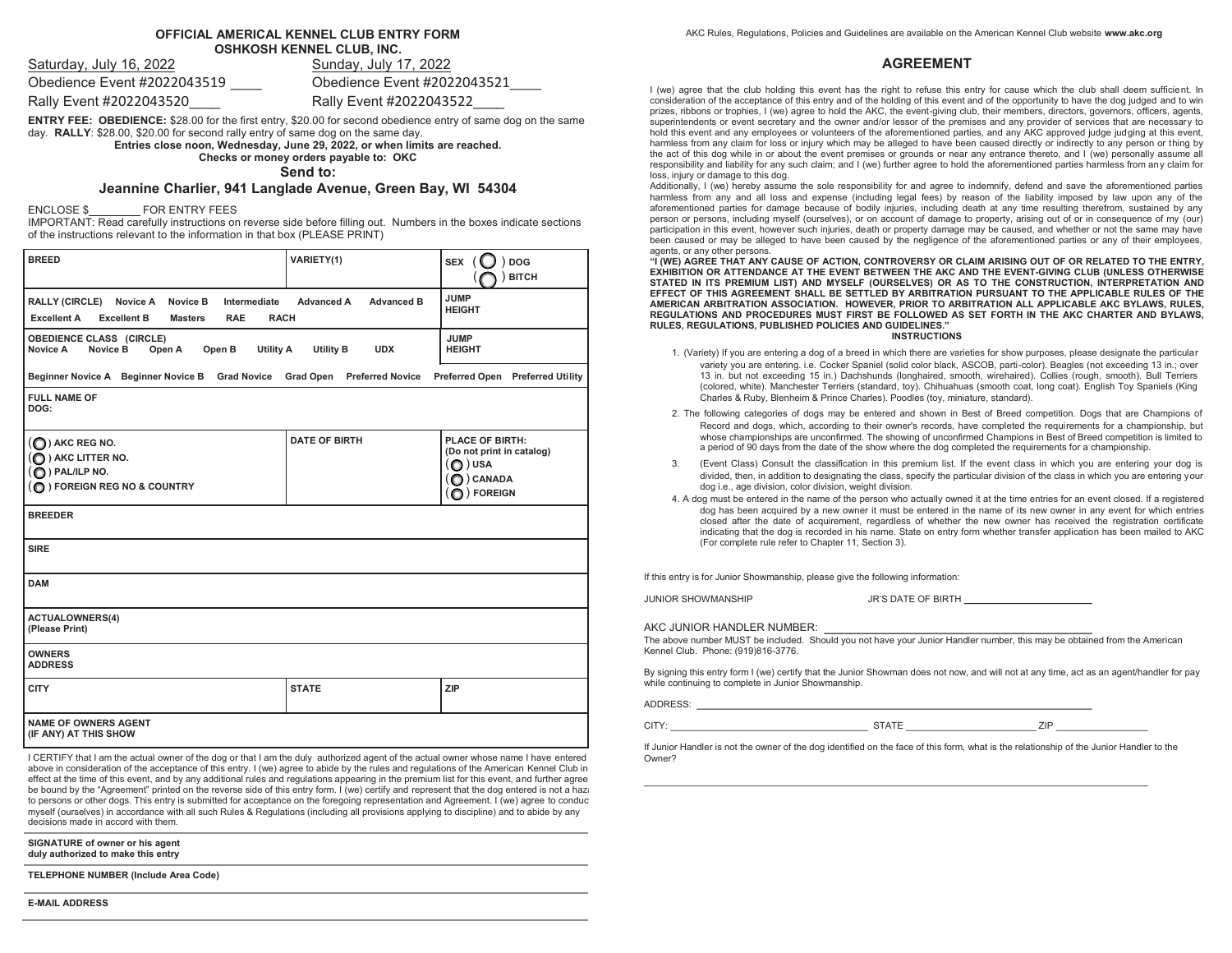**OFFICIAL AMERICAL KENNEL CLUB ENTRY FORM**
**OSHKOSH KENNEL CLUB, INC.**

| Saturday, July 16, 2022 | Sunday, July 17, 2022 |
|---|---|
| Obedience Event #2022043519 ____ | Obedience Event #2022043521____ |
| Rally Event #2022043520____ | Rally Event #2022043522____ |

**ENTRY FEE: OBEDIENCE:** $28.00 for the first entry, $20.00 for second obedience entry of same dog on the same day. **RALLY**: $28.00, $20.00 for second rally entry of same dog on the same day.

**Entries close noon, Wednesday, June 29, 2022, or when limits are reached.**
**Checks or money orders payable to: OKC**

**Send to:**

**Jeannine Charlier, 941 Langlade Avenue, Green Bay, WI 54304**

ENCLOSE $________ FOR ENTRY FEES

IMPORTANT: Read carefully instructions on reverse side before filling out. Numbers in the boxes indicate sections of the instructions relevant to the information in that box (PLEASE PRINT)

| | | |
|---|---|---|
| **BREED** | **VARIETY(1)** | **SEX** ( ) **DOG** ( ) **BITCH** |
| **RALLY (CIRCLE)** Novice A Novice B Intermediate Advanced A Advanced B Excellent A Excellent B Masters RAE RACH | | **JUMP HEIGHT** |
| **OBEDIENCE CLASS (CIRCLE)** Novice A Novice B Open A Open B Utility A Utility B UDX | | **JUMP HEIGHT** |
| Beginner Novice A Beginner Novice B Grad Novice Grad Open Preferred Novice Preferred Open Preferred Utility | | |
| **FULL NAME OF DOG:** | | |
| ( ) **AKC REG NO.** ( ) **AKC LITTER NO.** ( ) **PAL/ILP NO.** ( ) **FOREIGN REG NO & COUNTRY** | **DATE OF BIRTH** | **PLACE OF BIRTH:** (Do not print in catalog) ( ) **USA** ( ) **CANADA** ( ) **FOREIGN** |
| **BREEDER** | | |
| **SIRE** | | |
| **DAM** | | |
| **ACTUALOWNERS(4)** (Please Print) | | |
| **OWNERS ADDRESS** | | |
| **CITY** | **STATE** | **ZIP** |
| **NAME OF OWNERS AGENT (IF ANY) AT THIS SHOW** | | |

I CERTIFY that I am the actual owner of the dog or that I am the duly authorized agent of the actual owner whose name I have entered above in consideration of the acceptance of this entry. I (we) agree to abide by the rules and regulations of the American Kennel Club in effect at the time of this event, and by any additional rules and regulations appearing in the premium list for this event, and further agree be bound by the "Agreement" printed on the reverse side of this entry form. I (we) certify and represent that the dog entered is not a haza to persons or other dogs. This entry is submitted for acceptance on the foregoing representation and Agreement. I (we) agree to conduc myself (ourselves) in accordance with all such Rules & Regulations (including all provisions applying to discipline) and to abide by any decisions made in accord with them.

**SIGNATURE of owner or his agent duly authorized to make this entry**

**TELEPHONE NUMBER (Include Area Code)**

**E-MAIL ADDRESS**

AKC Rules, Regulations, Policies and Guidelines are available on the American Kennel Club website **www.akc.org**

## AGREEMENT

I (we) agree that the club holding this event has the right to refuse this entry for cause which the club shall deem sufficient. In consideration of the acceptance of this entry and of the holding of this event and of the opportunity to have the dog judged and to win prizes, ribbons or trophies, I (we) agree to hold the AKC, the event-giving club, their members, directors, governors, officers, agents, superintendents or event secretary and the owner and/or lessor of the premises and any provider of services that are necessary to hold this event and any employees or volunteers of the aforementioned parties, and any AKC approved judge judging at this event, harmless from any claim for loss or injury which may be alleged to have been caused directly or indirectly to any person or thing by the act of this dog while in or about the event premises or grounds or near any entrance thereto, and I (we) personally assume all responsibility and liability for any such claim; and I (we) further agree to hold the aforementioned parties harmless from any claim for loss, injury or damage to this dog.

Additionally, I (we) hereby assume the sole responsibility for and agree to indemnify, defend and save the aforementioned parties harmless from any and all loss and expense (including legal fees) by reason of the liability imposed by law upon any of the aforementioned parties for damage because of bodily injuries, including death at any time resulting therefrom, sustained by any person or persons, including myself (ourselves), or on account of damage to property, arising out of or in consequence of my (our) participation in this event, however such injuries, death or property damage may be caused, and whether or not the same may have been caused or may be alleged to have been caused by the negligence of the aforementioned parties or any of their employees, agents, or any other persons.

**"I (WE) AGREE THAT ANY CAUSE OF ACTION, CONTROVERSY OR CLAIM ARISING OUT OF OR RELATED TO THE ENTRY, EXHIBITION OR ATTENDANCE AT THE EVENT BETWEEN THE AKC AND THE EVENT-GIVING CLUB (UNLESS OTHERWISE STATED IN ITS PREMIUM LIST) AND MYSELF (OURSELVES) OR AS TO THE CONSTRUCTION, INTERPRETATION AND EFFECT OF THIS AGREEMENT SHALL BE SETTLED BY ARBITRATION PURSUANT TO THE APPLICABLE RULES OF THE AMERICAN ARBITRATION ASSOCIATION. HOWEVER, PRIOR TO ARBITRATION ALL APPLICABLE AKC BYLAWS, RULES, REGULATIONS AND PROCEDURES MUST FIRST BE FOLLOWED AS SET FORTH IN THE AKC CHARTER AND BYLAWS, RULES, REGULATIONS, PUBLISHED POLICIES AND GUIDELINES."**

### INSTRUCTIONS

1. (Variety) If you are entering a dog of a breed in which there are varieties for show purposes, please designate the particular variety you are entering. i.e. Cocker Spaniel (solid color black, ASCOB, parti-color). Beagles (not exceeding 13 in.; over 13 in. but not exceeding 15 in.) Dachshunds (longhaired, smooth, wirehaired). Collies (rough, smooth). Bull Terriers (colored, white). Manchester Terriers (standard, toy). Chihuahuas (smooth coat, long coat). English Toy Spaniels (King Charles & Ruby, Blenheim & Prince Charles). Poodles (toy, miniature, standard).
2. The following categories of dogs may be entered and shown in Best of Breed competition. Dogs that are Champions of Record and dogs, which, according to their owner's records, have completed the requirements for a championship, but whose championships are unconfirmed. The showing of unconfirmed Champions in Best of Breed competition is limited to a period of 90 days from the date of the show where the dog completed the requirements for a championship.
3. (Event Class) Consult the classification in this premium list. If the event class in which you are entering your dog is divided, then, in addition to designating the class, specify the particular division of the class in which you are entering your dog i.e., age division, color division, weight division.
4. A dog must be entered in the name of the person who actually owned it at the time entries for an event closed. If a registered dog has been acquired by a new owner it must be entered in the name of its new owner in any event for which entries closed after the date of acquirement, regardless of whether the new owner has received the registration certificate indicating that the dog is recorded in his name. State on entry form whether transfer application has been mailed to AKC (For complete rule refer to Chapter 11, Section 3).

If this entry is for Junior Showmanship, please give the following information:

JUNIOR SHOWMANSHIP JR'S DATE OF BIRTH ________________________

AKC JUNIOR HANDLER NUMBER: ________________________________________

The above number MUST be included. Should you not have your Junior Handler number, this may be obtained from the American Kennel Club. Phone: (919)816-3776.

By signing this entry form I (we) certify that the Junior Showman does not now, and will not at any time, act as an agent/handler for pay while continuing to complete in Junior Showmanship.

ADDRESS: ____________________________________________________________

CITY: ______________________________ STATE ____________________ ZIP ______________

If Junior Handler is not the owner of the dog identified on the face of this form, what is the relationship of the Junior Handler to the Owner?

______________________________________________________________________________